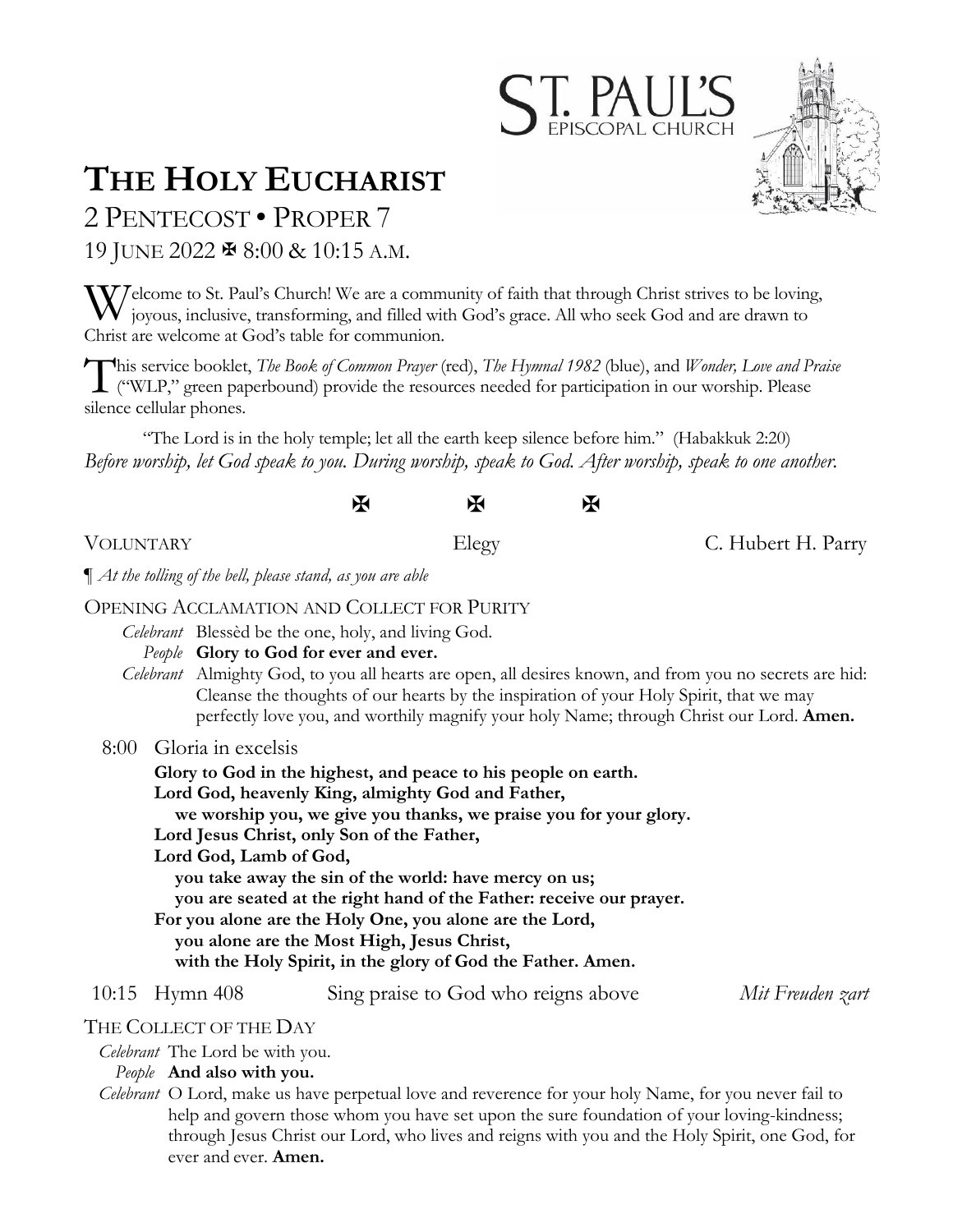ST. PAUL'S
EPISCOPAL CHURCH

# THE HOLY EUCHARIST

## 2 PENTECOST • PROPER 7

19 JUNE 2022 ✠ 8:00 & 10:15 A.M.

Welcome to St. Paul's Church! We are a community of faith that through Christ strives to be loving, joyous, inclusive, transforming, and filled with God's grace. All who seek God and are drawn to Christ are welcome at God's table for communion.

This service booklet, *The Book of Common Prayer* (red), *The Hymnal 1982* (blue), and *Wonder, Love and Praise* ("WLP," green paperbound) provide the resources needed for participation in our worship. Please silence cellular phones.

"The Lord is in the holy temple; let all the earth keep silence before him." (Habakkuk 2:20)
*Before worship, let God speak to you. During worship, speak to God. After worship, speak to one another.*

✠ ✠ ✠

VOLUNTARY Elegy C. Hubert H. Parry

¶ *At the tolling of the bell, please stand, as you are able*

OPENING ACCLAMATION AND COLLECT FOR PURITY

*Celebrant* Blessèd be the one, holy, and living God.
*People* **Glory to God for ever and ever.**
*Celebrant* Almighty God, to you all hearts are open, all desires known, and from you no secrets are hid: Cleanse the thoughts of our hearts by the inspiration of your Holy Spirit, that we may perfectly love you, and worthily magnify your holy Name; through Christ our Lord. **Amen.**

8:00 Gloria in excelsis

**Glory to God in the highest, and peace to his people on earth.**
**Lord God, heavenly King, almighty God and Father,**
**we worship you, we give you thanks, we praise you for your glory.**
**Lord Jesus Christ, only Son of the Father,**
**Lord God, Lamb of God,**
**you take away the sin of the world: have mercy on us;**
**you are seated at the right hand of the Father: receive our prayer.**
**For you alone are the Holy One, you alone are the Lord,**
**you alone are the Most High, Jesus Christ,**
**with the Holy Spirit, in the glory of God the Father. Amen.**

10:15 Hymn 408 Sing praise to God who reigns above *Mit Freuden zart*

THE COLLECT OF THE DAY

*Celebrant* The Lord be with you.
*People* **And also with you.**
*Celebrant* O Lord, make us have perpetual love and reverence for your holy Name, for you never fail to help and govern those whom you have set upon the sure foundation of your loving-kindness; through Jesus Christ our Lord, who lives and reigns with you and the Holy Spirit, one God, for ever and ever. **Amen.**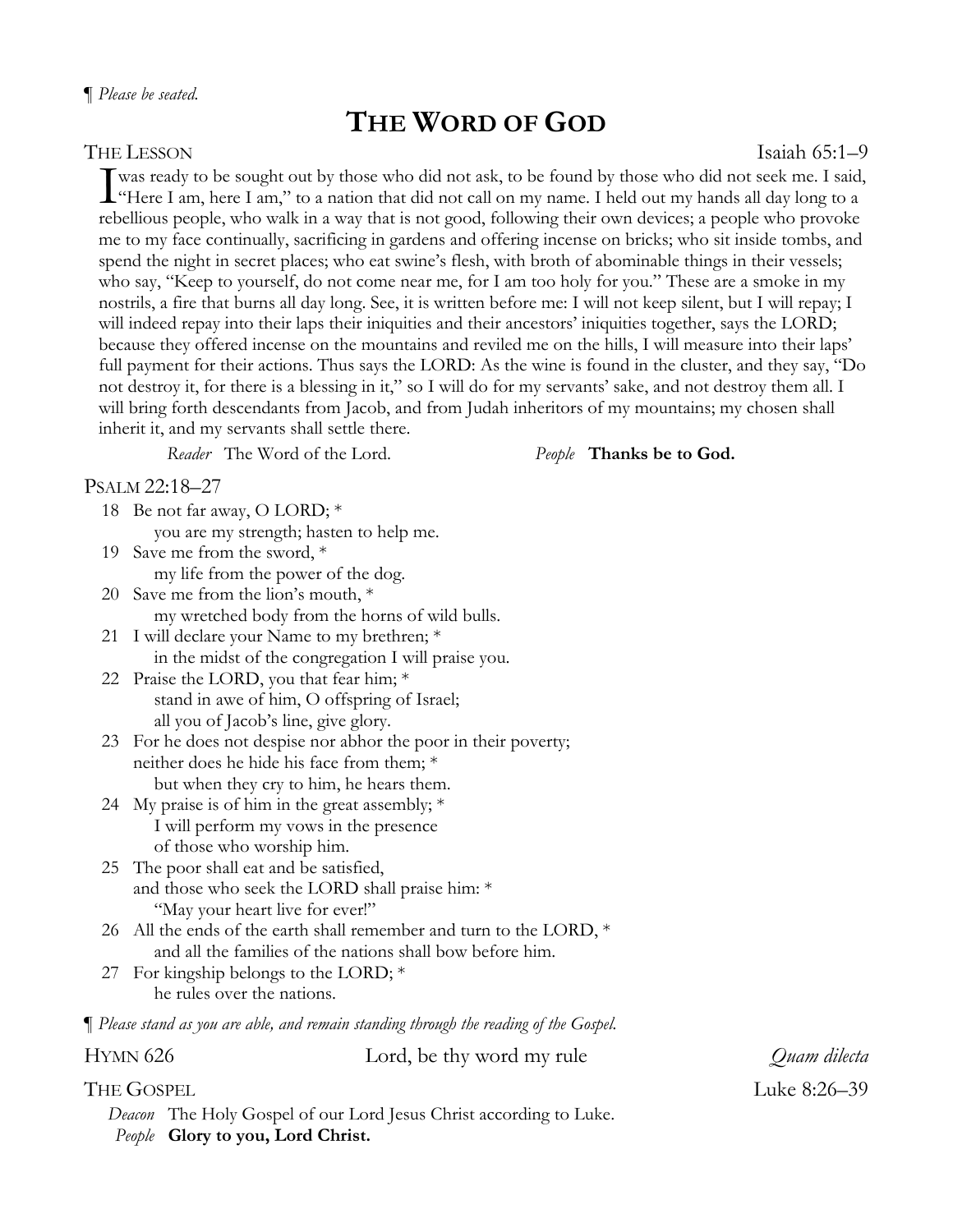¶ *Please be seated.*

# THE WORD OF GOD

THE LESSON Isaiah 65:1–9

I was ready to be sought out by those who did not ask, to be found by those who did not seek me. I said, "Here I am, here I am," to a nation that did not call on my name. I held out my hands all day long to a rebellious people, who walk in a way that is not good, following their own devices; a people who provoke me to my face continually, sacrificing in gardens and offering incense on bricks; who sit inside tombs, and spend the night in secret places; who eat swine's flesh, with broth of abominable things in their vessels; who say, "Keep to yourself, do not come near me, for I am too holy for you." These are a smoke in my nostrils, a fire that burns all day long. See, it is written before me: I will not keep silent, but I will repay; I will indeed repay into their laps their iniquities and their ancestors' iniquities together, says the LORD; because they offered incense on the mountains and reviled me on the hills, I will measure into their laps' full payment for their actions. Thus says the LORD: As the wine is found in the cluster, and they say, "Do not destroy it, for there is a blessing in it," so I will do for my servants' sake, and not destroy them all. I will bring forth descendants from Jacob, and from Judah inheritors of my mountains; my chosen shall inherit it, and my servants shall settle there.

*Reader* The Word of the Lord. *People* **Thanks be to God.**

PSALM 22:18–27

18 Be not far away, O LORD; *
you are my strength; hasten to help me.

19 Save me from the sword, *
my life from the power of the dog.

20 Save me from the lion's mouth, *
my wretched body from the horns of wild bulls.

21 I will declare your Name to my brethren; *
in the midst of the congregation I will praise you.

22 Praise the LORD, you that fear him; *
stand in awe of him, O offspring of Israel;
all you of Jacob's line, give glory.

23 For he does not despise nor abhor the poor in their poverty;
neither does he hide his face from them; *
but when they cry to him, he hears them.

24 My praise is of him in the great assembly; *
I will perform my vows in the presence
of those who worship him.

25 The poor shall eat and be satisfied,
and those who seek the LORD shall praise him: *
"May your heart live for ever!"

26 All the ends of the earth shall remember and turn to the LORD, *
and all the families of the nations shall bow before him.

27 For kingship belongs to the LORD; *
he rules over the nations.

¶ *Please stand as you are able, and remain standing through the reading of the Gospel.*

HYMN 626 Lord, be thy word my rule *Quam dilecta*

THE GOSPEL Luke 8:26–39

*Deacon* The Holy Gospel of our Lord Jesus Christ according to Luke.
*People* **Glory to you, Lord Christ.**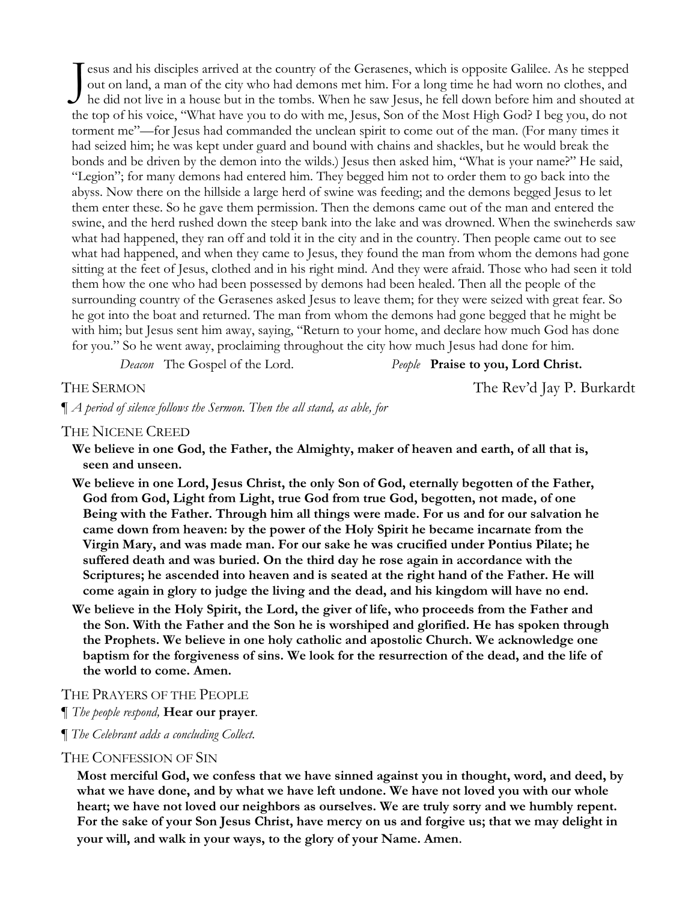Jesus and his disciples arrived at the country of the Gerasenes, which is opposite Galilee. As he stepped out on land, a man of the city who had demons met him. For a long time he had worn no clothes, and he did not live in a house but in the tombs. When he saw Jesus, he fell down before him and shouted at the top of his voice, "What have you to do with me, Jesus, Son of the Most High God? I beg you, do not torment me"—for Jesus had commanded the unclean spirit to come out of the man. (For many times it had seized him; he was kept under guard and bound with chains and shackles, but he would break the bonds and be driven by the demon into the wilds.) Jesus then asked him, "What is your name?" He said, "Legion"; for many demons had entered him. They begged him not to order them to go back into the abyss. Now there on the hillside a large herd of swine was feeding; and the demons begged Jesus to let them enter these. So he gave them permission. Then the demons came out of the man and entered the swine, and the herd rushed down the steep bank into the lake and was drowned. When the swineherds saw what had happened, they ran off and told it in the city and in the country. Then people came out to see what had happened, and when they came to Jesus, they found the man from whom the demons had gone sitting at the feet of Jesus, clothed and in his right mind. And they were afraid. Those who had seen it told them how the one who had been possessed by demons had been healed. Then all the people of the surrounding country of the Gerasenes asked Jesus to leave them; for they were seized with great fear. So he got into the boat and returned. The man from whom the demons had gone begged that he might be with him; but Jesus sent him away, saying, "Return to your home, and declare how much God has done for you." So he went away, proclaiming throughout the city how much Jesus had done for him.

*Deacon* The Gospel of the Lord. *People* **Praise to you, Lord Christ.**

## THE SERMON — The Rev'd Jay P. Burkardt

¶ *A period of silence follows the Sermon. Then the all stand, as able, for*

## THE NICENE CREED

**We believe in one God, the Father, the Almighty, maker of heaven and earth, of all that is, seen and unseen.**

**We believe in one Lord, Jesus Christ, the only Son of God, eternally begotten of the Father, God from God, Light from Light, true God from true God, begotten, not made, of one Being with the Father. Through him all things were made. For us and for our salvation he came down from heaven: by the power of the Holy Spirit he became incarnate from the Virgin Mary, and was made man. For our sake he was crucified under Pontius Pilate; he suffered death and was buried. On the third day he rose again in accordance with the Scriptures; he ascended into heaven and is seated at the right hand of the Father. He will come again in glory to judge the living and the dead, and his kingdom will have no end.**

**We believe in the Holy Spirit, the Lord, the giver of life, who proceeds from the Father and the Son. With the Father and the Son he is worshiped and glorified. He has spoken through the Prophets. We believe in one holy catholic and apostolic Church. We acknowledge one baptism for the forgiveness of sins. We look for the resurrection of the dead, and the life of the world to come. Amen.**

## THE PRAYERS OF THE PEOPLE

¶ *The people respond,* **Hear our prayer**.

¶ *The Celebrant adds a concluding Collect.*

## THE CONFESSION OF SIN

**Most merciful God, we confess that we have sinned against you in thought, word, and deed, by what we have done, and by what we have left undone. We have not loved you with our whole heart; we have not loved our neighbors as ourselves. We are truly sorry and we humbly repent. For the sake of your Son Jesus Christ, have mercy on us and forgive us; that we may delight in your will, and walk in your ways, to the glory of your Name. Amen**.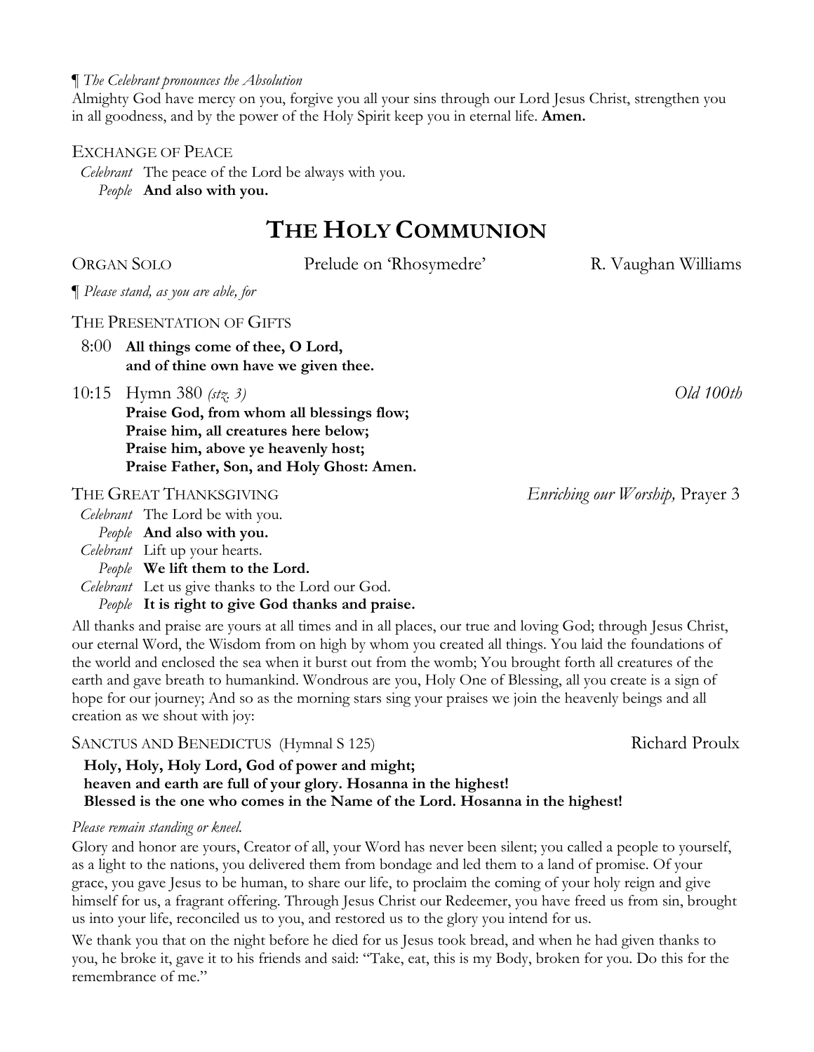¶ *The Celebrant pronounces the Absolution*

Almighty God have mercy on you, forgive you all your sins through our Lord Jesus Christ, strengthen you in all goodness, and by the power of the Holy Spirit keep you in eternal life. **Amen.**

EXCHANGE OF PEACE

*Celebrant* The peace of the Lord be always with you.
*People* **And also with you.**

# THE HOLY COMMUNION

ORGAN SOLO Prelude on 'Rhosymedre' R. Vaughan Williams

¶ *Please stand, as you are able, for*

THE PRESENTATION OF GIFTS

8:00 **All things come of thee, O Lord,**
**and of thine own have we given thee.**

10:15 Hymn 380 *(stz. 3)* *Old 100th*
**Praise God, from whom all blessings flow;**
**Praise him, all creatures here below;**
**Praise him, above ye heavenly host;**
**Praise Father, Son, and Holy Ghost: Amen.**

THE GREAT THANKSGIVING *Enriching our Worship,* Prayer 3

*Celebrant* The Lord be with you.
*People* **And also with you.**
*Celebrant* Lift up your hearts.
*People* **We lift them to the Lord.**
*Celebrant* Let us give thanks to the Lord our God.
*People* **It is right to give God thanks and praise.**

All thanks and praise are yours at all times and in all places, our true and loving God; through Jesus Christ, our eternal Word, the Wisdom from on high by whom you created all things. You laid the foundations of the world and enclosed the sea when it burst out from the womb; You brought forth all creatures of the earth and gave breath to humankind. Wondrous are you, Holy One of Blessing, all you create is a sign of hope for our journey; And so as the morning stars sing your praises we join the heavenly beings and all creation as we shout with joy:

SANCTUS AND BENEDICTUS (Hymnal S 125) Richard Proulx

**Holy, Holy, Holy Lord, God of power and might;**
**heaven and earth are full of your glory. Hosanna in the highest!**
**Blessed is the one who comes in the Name of the Lord. Hosanna in the highest!**

*Please remain standing or kneel.*

Glory and honor are yours, Creator of all, your Word has never been silent; you called a people to yourself, as a light to the nations, you delivered them from bondage and led them to a land of promise. Of your grace, you gave Jesus to be human, to share our life, to proclaim the coming of your holy reign and give himself for us, a fragrant offering. Through Jesus Christ our Redeemer, you have freed us from sin, brought us into your life, reconciled us to you, and restored us to the glory you intend for us.

We thank you that on the night before he died for us Jesus took bread, and when he had given thanks to you, he broke it, gave it to his friends and said: "Take, eat, this is my Body, broken for you. Do this for the remembrance of me."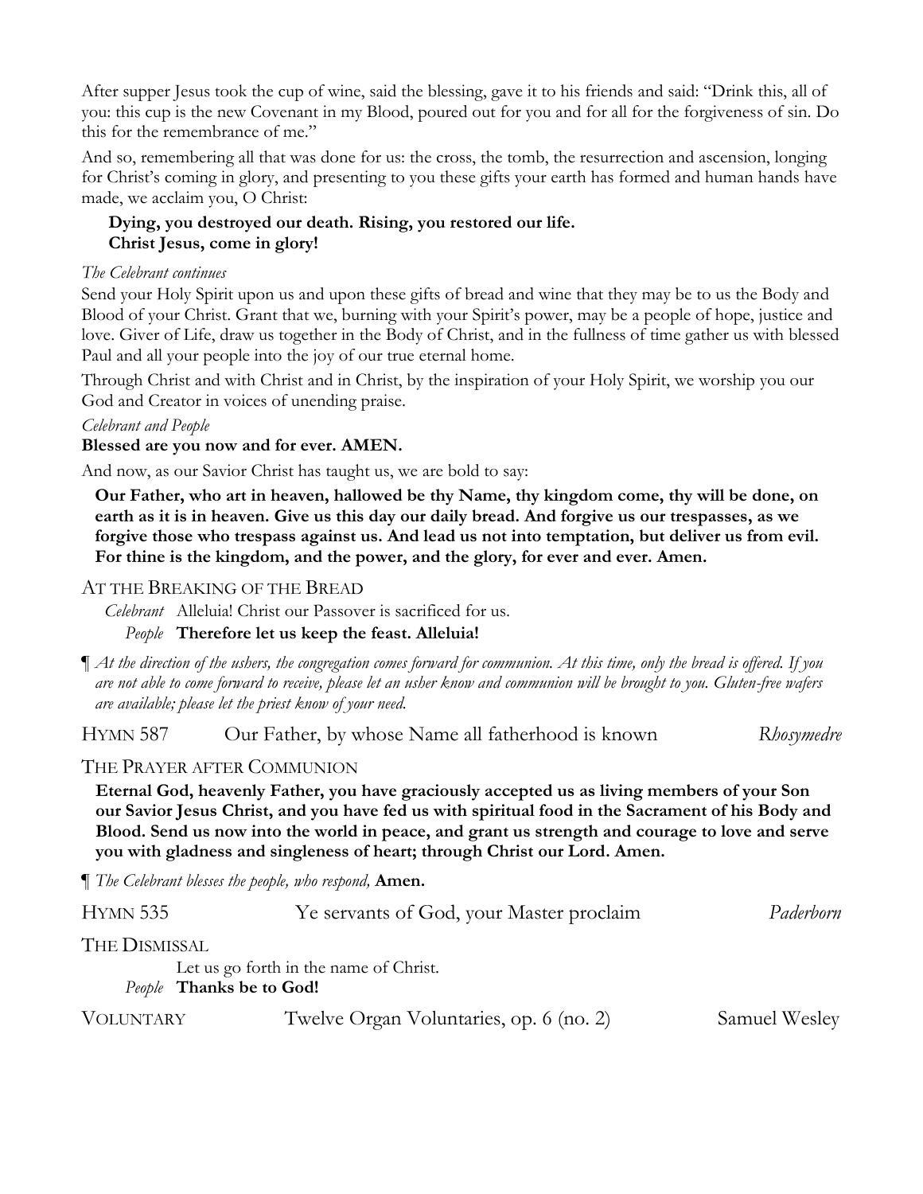After supper Jesus took the cup of wine, said the blessing, gave it to his friends and said: "Drink this, all of you: this cup is the new Covenant in my Blood, poured out for you and for all for the forgiveness of sin. Do this for the remembrance of me."

And so, remembering all that was done for us: the cross, the tomb, the resurrection and ascension, longing for Christ's coming in glory, and presenting to you these gifts your earth has formed and human hands have made, we acclaim you, O Christ:

**Dying, you destroyed our death. Rising, you restored our life.**
**Christ Jesus, come in glory!**

*The Celebrant continues*

Send your Holy Spirit upon us and upon these gifts of bread and wine that they may be to us the Body and Blood of your Christ. Grant that we, burning with your Spirit's power, may be a people of hope, justice and love. Giver of Life, draw us together in the Body of Christ, and in the fullness of time gather us with blessed Paul and all your people into the joy of our true eternal home.

Through Christ and with Christ and in Christ, by the inspiration of your Holy Spirit, we worship you our God and Creator in voices of unending praise.

*Celebrant and People*

**Blessed are you now and for ever. AMEN.**

And now, as our Savior Christ has taught us, we are bold to say:

**Our Father, who art in heaven, hallowed be thy Name, thy kingdom come, thy will be done, on earth as it is in heaven. Give us this day our daily bread. And forgive us our trespasses, as we forgive those who trespass against us. And lead us not into temptation, but deliver us from evil. For thine is the kingdom, and the power, and the glory, for ever and ever. Amen.**

AT THE BREAKING OF THE BREAD

*Celebrant* Alleluia! Christ our Passover is sacrificed for us.
*People* **Therefore let us keep the feast. Alleluia!**

¶ *At the direction of the ushers, the congregation comes forward for communion. At this time, only the bread is offered. If you are not able to come forward to receive, please let an usher know and communion will be brought to you. Gluten-free wafers are available; please let the priest know of your need.*

HYMN 587 — Our Father, by whose Name all fatherhood is known — *Rhosymedre*

THE PRAYER AFTER COMMUNION

**Eternal God, heavenly Father, you have graciously accepted us as living members of your Son our Savior Jesus Christ, and you have fed us with spiritual food in the Sacrament of his Body and Blood. Send us now into the world in peace, and grant us strength and courage to love and serve you with gladness and singleness of heart; through Christ our Lord. Amen.**

¶ *The Celebrant blesses the people, who respond,* **Amen.**

HYMN 535 — Ye servants of God, your Master proclaim — *Paderborn*

THE DISMISSAL

Let us go forth in the name of Christ.
*People* **Thanks be to God!**

VOLUNTARY — Twelve Organ Voluntaries, op. 6 (no. 2) — Samuel Wesley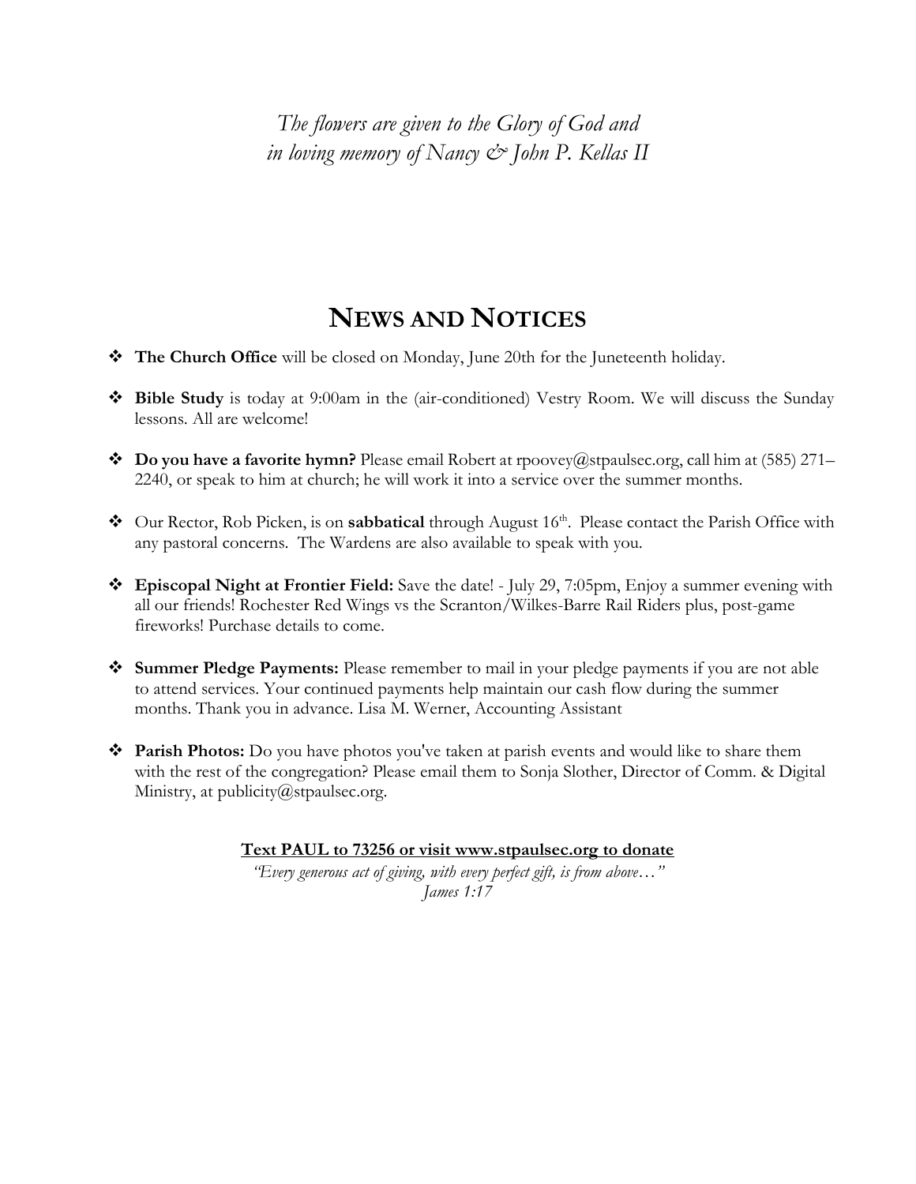*The flowers are given to the Glory of God and in loving memory of Nancy & John P. Kellas II*

# NEWS AND NOTICES

- **The Church Office** will be closed on Monday, June 20th for the Juneteenth holiday.
- **Bible Study** is today at 9:00am in the (air-conditioned) Vestry Room. We will discuss the Sunday lessons. All are welcome!
- **Do you have a favorite hymn?** Please email Robert at rpoovey@stpaulsec.org, call him at (585) 271–2240, or speak to him at church; he will work it into a service over the summer months.
- Our Rector, Rob Picken, is on **sabbatical** through August 16th. Please contact the Parish Office with any pastoral concerns. The Wardens are also available to speak with you.
- **Episcopal Night at Frontier Field:** Save the date! - July 29, 7:05pm, Enjoy a summer evening with all our friends! Rochester Red Wings vs the Scranton/Wilkes-Barre Rail Riders plus, post-game fireworks! Purchase details to come.
- **Summer Pledge Payments:** Please remember to mail in your pledge payments if you are not able to attend services. Your continued payments help maintain our cash flow during the summer months. Thank you in advance. Lisa M. Werner, Accounting Assistant
- **Parish Photos:** Do you have photos you've taken at parish events and would like to share them with the rest of the congregation? Please email them to Sonja Slother, Director of Comm. & Digital Ministry, at publicity@stpaulsec.org.

**Text PAUL to 73256 or visit www.stpaulsec.org to donate**

*"Every generous act of giving, with every perfect gift, is from above…"*
*James 1:17*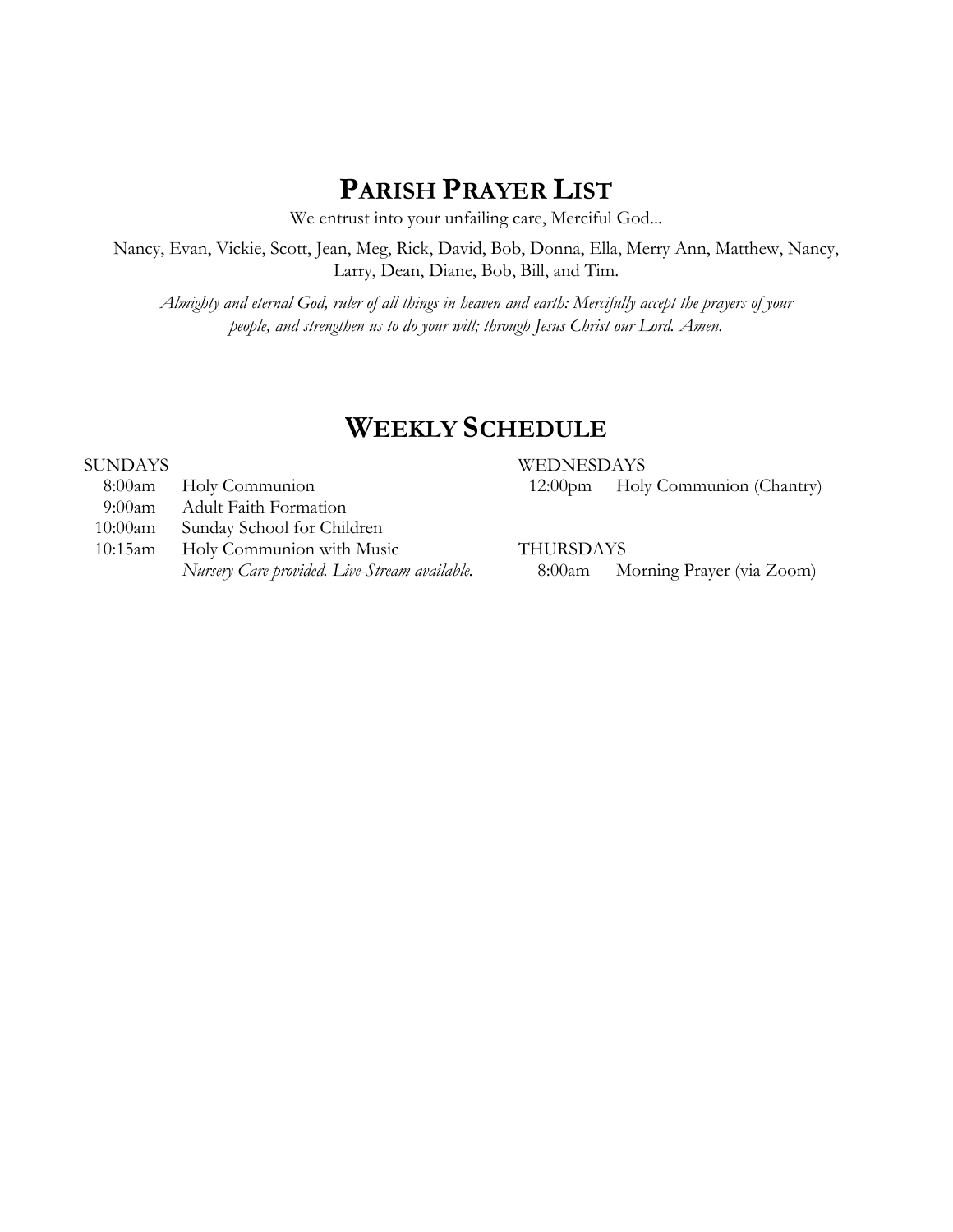# PARISH PRAYER LIST

We entrust into your unfailing care, Merciful God...

Nancy, Evan, Vickie, Scott, Jean, Meg, Rick, David, Bob, Donna, Ella, Merry Ann, Matthew, Nancy, Larry, Dean, Diane, Bob, Bill, and Tim.

*Almighty and eternal God, ruler of all things in heaven and earth: Mercifully accept the prayers of your people, and strengthen us to do your will; through Jesus Christ our Lord. Amen.*

# WEEKLY SCHEDULE

SUNDAYS

8:00am Holy Communion
9:00am Adult Faith Formation
10:00am Sunday School for Children
10:15am Holy Communion with Music
*Nursery Care provided. Live-Stream available.*

WEDNESDAYS

12:00pm Holy Communion (Chantry)

THURSDAYS

8:00am Morning Prayer (via Zoom)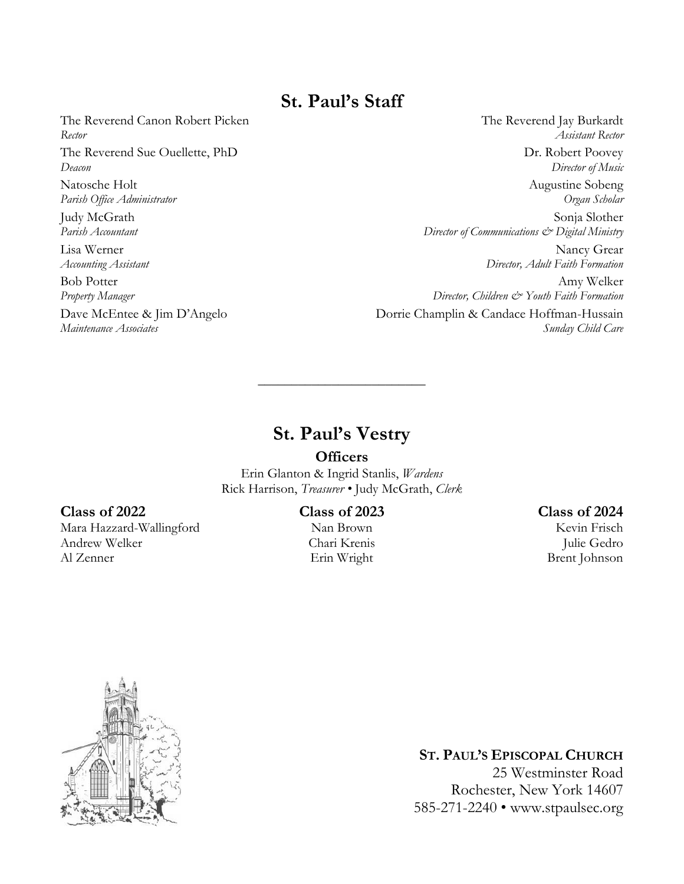## St. Paul's Staff

The Reverend Canon Robert Picken
*Rector*

The Reverend Sue Ouellette, PhD
*Deacon*

Natosche Holt
*Parish Office Administrator*

Judy McGrath
*Parish Accountant*

Lisa Werner
*Accounting Assistant*

Bob Potter
*Property Manager*

Dave McEntee & Jim D'Angelo
*Maintenance Associates*

The Reverend Jay Burkardt
*Assistant Rector*

Dr. Robert Poovey
*Director of Music*

Augustine Sobeng
*Organ Scholar*

Sonja Slother
*Director of Communications & Digital Ministry*

Nancy Grear
*Director, Adult Faith Formation*

Amy Welker
*Director, Children & Youth Faith Formation*

Dorrie Champlin & Candace Hoffman-Hussain
*Sunday Child Care*

---

## St. Paul's Vestry

### Officers

Erin Glanton & Ingrid Stanlis, *Wardens*
Rick Harrison, *Treasurer* • Judy McGrath, *Clerk*

| Class of 2022 | Class of 2023 | Class of 2024 |
|---|---|---|
| Mara Hazzard-Wallingford | Nan Brown | Kevin Frisch |
| Andrew Welker | Chari Krenis | Julie Gedro |
| Al Zenner | Erin Wright | Brent Johnson |

**ST. PAUL'S EPISCOPAL CHURCH**
25 Westminster Road
Rochester, New York 14607
585-271-2240 • www.stpaulsec.org